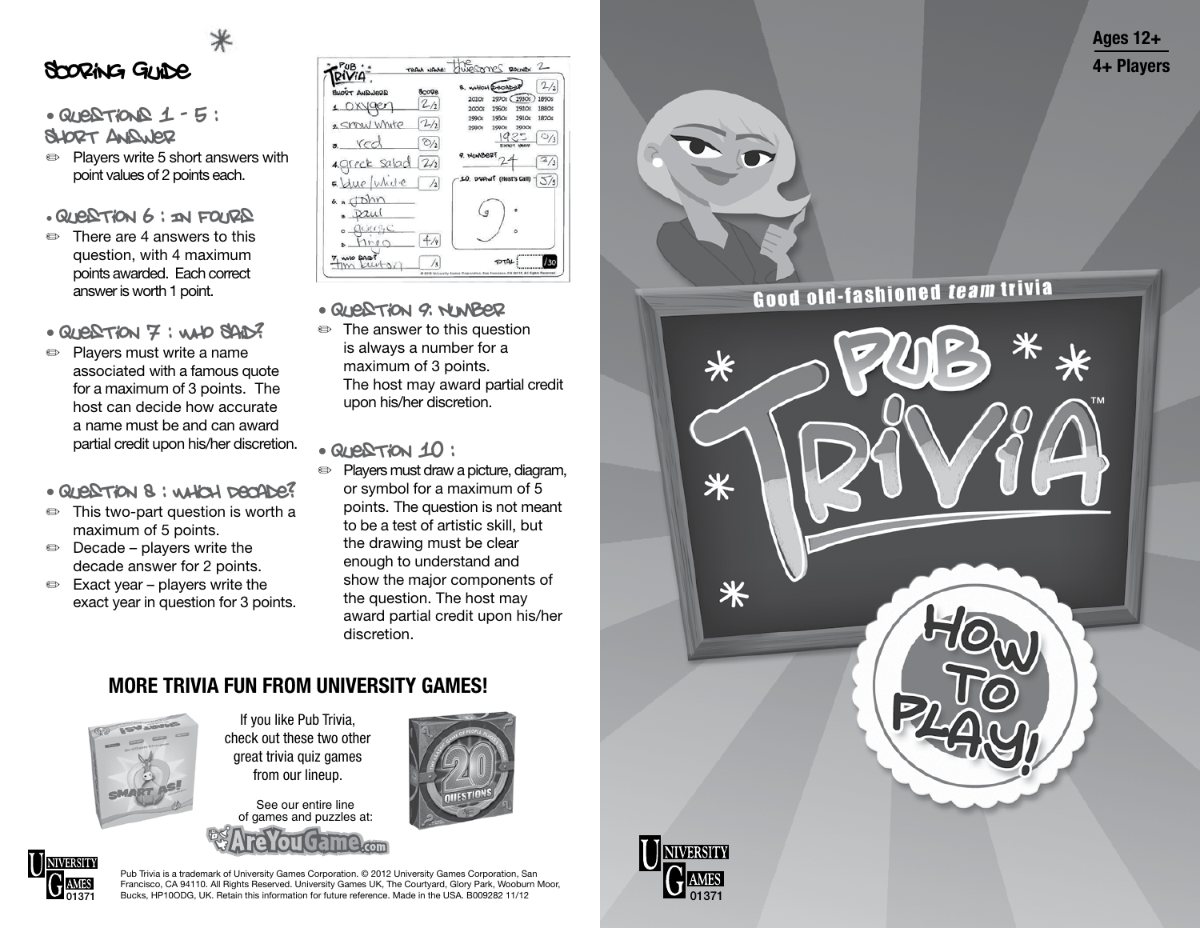# Scoring Guide

### • Questions 1 - 5 : Short Answer

- Players write 5 short answers with point values of 2 points each.

### • Question 6 : In Fours

- There are 4 answers to this question, with 4 maximum points awarded. Each correct answer is worth 1 point.

### • Question 7 : Who Said?

- Players must write a name associated with a famous quote for a maximum of 3 points. The host can decide how accurate a name must be and can award partial credit upon his/her discretion.

### • Question 8 : Which Decade?

- This two-part question is worth a maximum of 5 points.
- Decade – players write the decade answer for 2 points.
- Exact year – players write the exact year in question for 3 points.

### • Question 9: Number

- The answer to this question is always a number for a maximum of 3 points. The host may award partial credit upon his/her discretion.

### • Question 10 :

- Players must draw a picture, diagram, or symbol for a maximum of 5 points. The question is not meant to be a test of artistic skill, but the drawing must be clear enough to understand and show the major components of the question. The host may award partial credit upon his/her discretion.

## MORE TRIVIA FUN FROM UNIVERSITY GAMES!

If you like Pub Trivia, check out these two other great trivia quiz games from our lineup.

See our entire line of games and puzzles at: AreYouGame.com

Pub Trivia is a trademark of University Games Corporation. © 2012 University Games Corporation, San Francisco, CA 94110. All Rights Reserved. University Games UK, The Courtyard, Glory Park, Wooburn Moor, Bucks, HP10ODG, UK. Retain this information for future reference. Made in the USA. B009282 11/12

University Games 01371

Ages 12+

4+ Players

Good old-fashioned *team* trivia

# PUB TRIVIA™

## HOW TO PLAY!

University Games 01371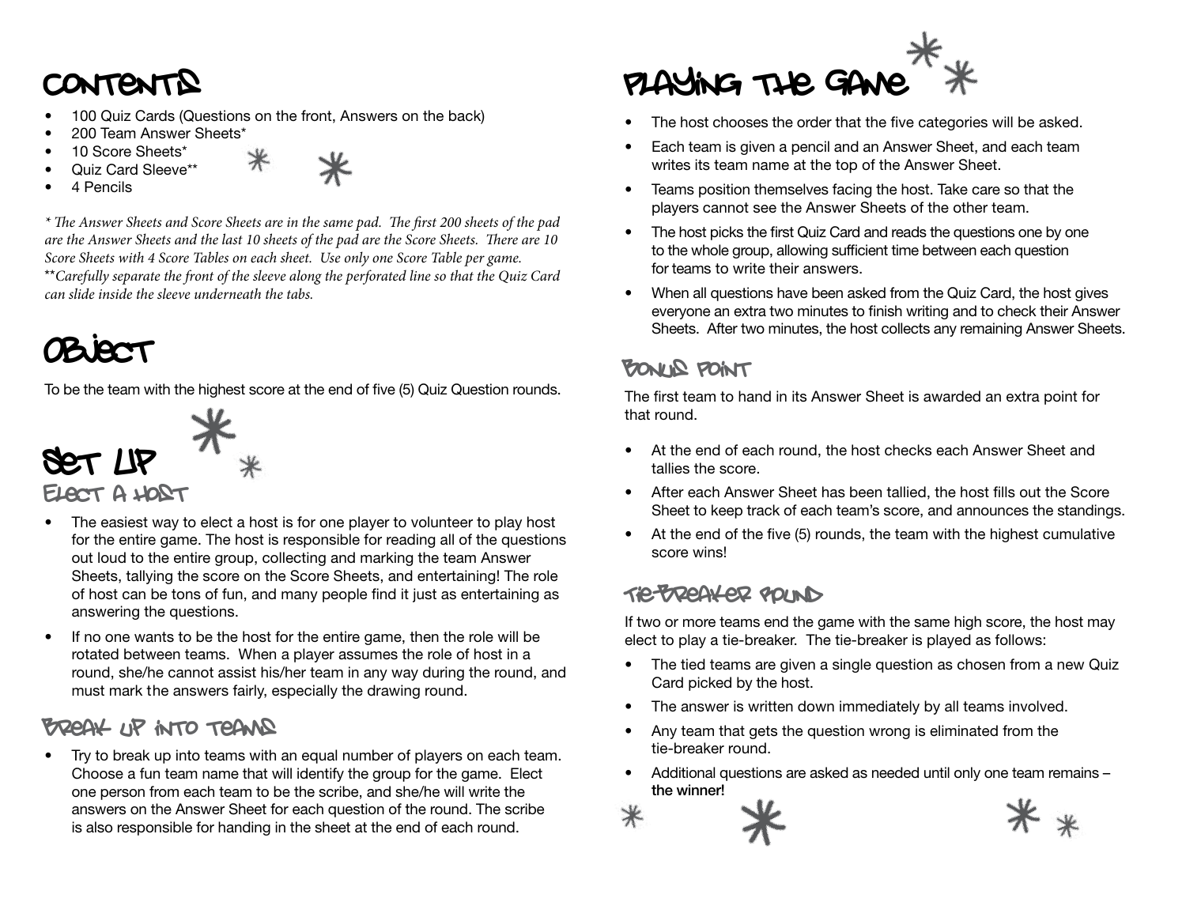# Contents

- 100 Quiz Cards (Questions on the front, Answers on the back)
- 200 Team Answer Sheets*
- 10 Score Sheets*
- Quiz Card Sleeve**
- 4 Pencils

*\* The Answer Sheets and Score Sheets are in the same pad. The first 200 sheets of the pad are the Answer Sheets and the last 10 sheets of the pad are the Score Sheets. There are 10 Score Sheets with 4 Score Tables on each sheet. Use only one Score Table per game.*
*\*\*Carefully separate the front of the sleeve along the perforated line so that the Quiz Card can slide inside the sleeve underneath the tabs.*

# Object

To be the team with the highest score at the end of five (5) Quiz Question rounds.

# Set Up

## Elect a Host

- The easiest way to elect a host is for one player to volunteer to play host for the entire game. The host is responsible for reading all of the questions out loud to the entire group, collecting and marking the team Answer Sheets, tallying the score on the Score Sheets, and entertaining! The role of host can be tons of fun, and many people find it just as entertaining as answering the questions.
- If no one wants to be the host for the entire game, then the role will be rotated between teams. When a player assumes the role of host in a round, she/he cannot assist his/her team in any way during the round, and must mark the answers fairly, especially the drawing round.

## Break Up into Teams

- Try to break up into teams with an equal number of players on each team. Choose a fun team name that will identify the group for the game. Elect one person from each team to be the scribe, and she/he will write the answers on the Answer Sheet for each question of the round. The scribe is also responsible for handing in the sheet at the end of each round.

# Playing the Game

- The host chooses the order that the five categories will be asked.
- Each team is given a pencil and an Answer Sheet, and each team writes its team name at the top of the Answer Sheet.
- Teams position themselves facing the host. Take care so that the players cannot see the Answer Sheets of the other team.
- The host picks the first Quiz Card and reads the questions one by one to the whole group, allowing sufficient time between each question for teams to write their answers.
- When all questions have been asked from the Quiz Card, the host gives everyone an extra two minutes to finish writing and to check their Answer Sheets. After two minutes, the host collects any remaining Answer Sheets.

## Bonus Point

The first team to hand in its Answer Sheet is awarded an extra point for that round.

- At the end of each round, the host checks each Answer Sheet and tallies the score.
- After each Answer Sheet has been tallied, the host fills out the Score Sheet to keep track of each team's score, and announces the standings.
- At the end of the five (5) rounds, the team with the highest cumulative score wins!

## Tie-Breaker Round

If two or more teams end the game with the same high score, the host may elect to play a tie-breaker. The tie-breaker is played as follows:

- The tied teams are given a single question as chosen from a new Quiz Card picked by the host.
- The answer is written down immediately by all teams involved.
- Any team that gets the question wrong is eliminated from the tie-breaker round.
- Additional questions are asked as needed until only one team remains – the winner!